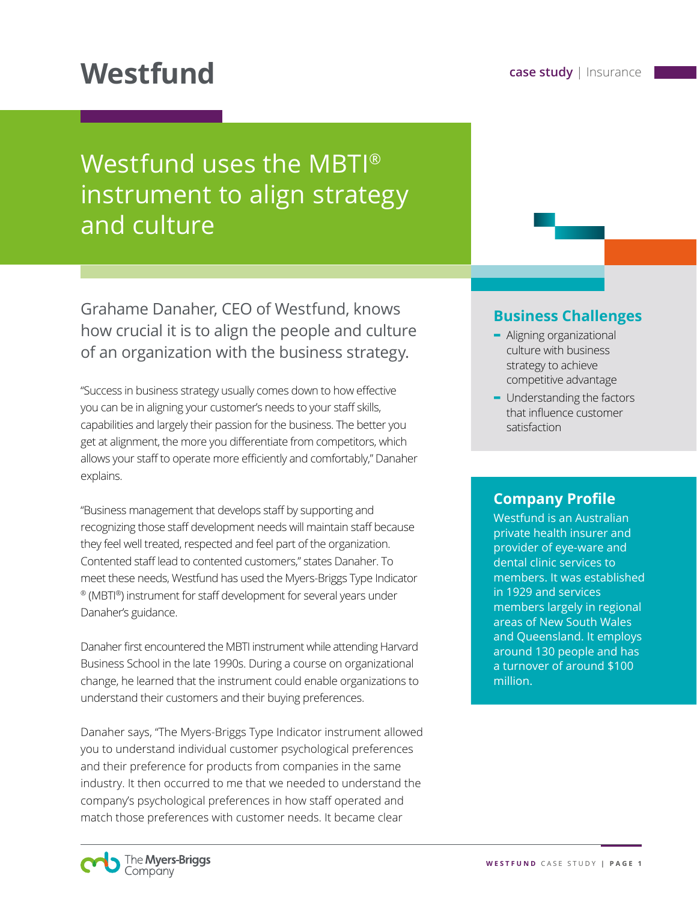# Westfund

case study | Insurance

## Westfund uses the MBTI® instrument to align strategy and culture

Grahame Danaher, CEO of Westfund, knows how crucial it is to align the people and culture of an organization with the business strategy.

"Success in business strategy usually comes down to how effective you can be in aligning your customer's needs to your staff skills, capabilities and largely their passion for the business. The better you get at alignment, the more you differentiate from competitors, which allows your staff to operate more efficiently and comfortably," Danaher explains.

"Business management that develops staff by supporting and recognizing those staff development needs will maintain staff because they feel well treated, respected and feel part of the organization. Contented staff lead to contented customers," states Danaher. To meet these needs, Westfund has used the Myers-Briggs Type Indicator® (MBTI®) instrument for staff development for several years under Danaher's guidance.

Danaher first encountered the MBTI instrument while attending Harvard Business School in the late 1990s. During a course on organizational change, he learned that the instrument could enable organizations to understand their customers and their buying preferences.

Danaher says, "The Myers-Briggs Type Indicator instrument allowed you to understand individual customer psychological preferences and their preference for products from companies in the same industry. It then occurred to me that we needed to understand the company's psychological preferences in how staff operated and match those preferences with customer needs. It became clear

### Business Challenges

- Aligning organizational culture with business strategy to achieve competitive advantage
- Understanding the factors that influence customer satisfaction

### Company Profile

Westfund is an Australian private health insurer and provider of eye-ware and dental clinic services to members. It was established in 1929 and services members largely in regional areas of New South Wales and Queensland. It employs around 130 people and has a turnover of around $100 million.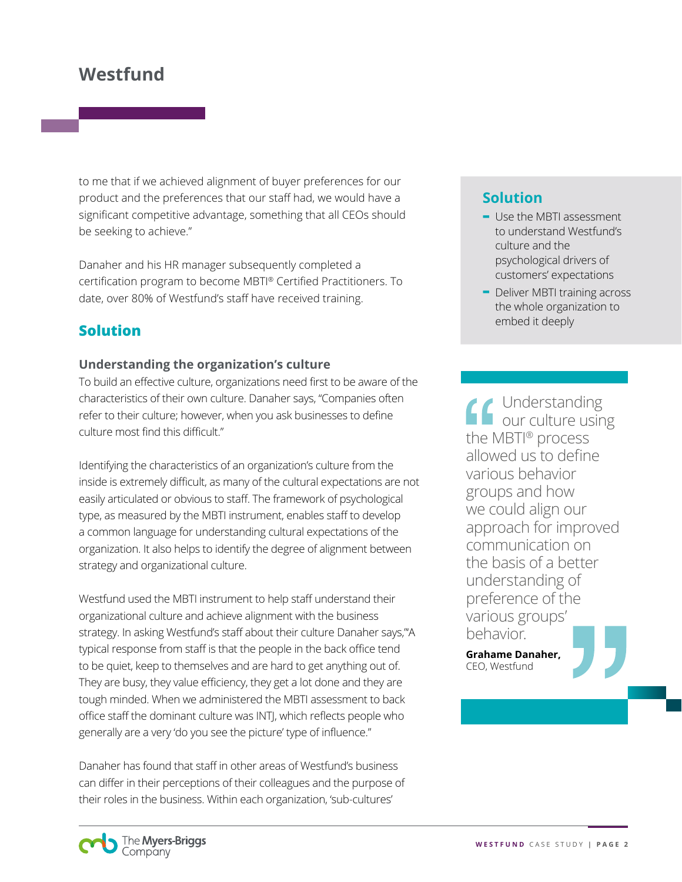to me that if we achieved alignment of buyer preferences for our product and the preferences that our staff had, we would have a significant competitive advantage, something that all CEOs should be seeking to achieve."

Danaher and his HR manager subsequently completed a certification program to become MBTI® Certified Practitioners. To date, over 80% of Westfund's staff have received training.

## Solution

### Understanding the organization's culture

To build an effective culture, organizations need first to be aware of the characteristics of their own culture. Danaher says, "Companies often refer to their culture; however, when you ask businesses to define culture most find this difficult."

Identifying the characteristics of an organization's culture from the inside is extremely difficult, as many of the cultural expectations are not easily articulated or obvious to staff. The framework of psychological type, as measured by the MBTI instrument, enables staff to develop a common language for understanding cultural expectations of the organization. It also helps to identify the degree of alignment between strategy and organizational culture.

Westfund used the MBTI instrument to help staff understand their organizational culture and achieve alignment with the business strategy. In asking Westfund's staff about their culture Danaher says,'"A typical response from staff is that the people in the back office tend to be quiet, keep to themselves and are hard to get anything out of. They are busy, they value efficiency, they get a lot done and they are tough minded. When we administered the MBTI assessment to back office staff the dominant culture was INTJ, which reflects people who generally are a very 'do you see the picture' type of influence."

Danaher has found that staff in other areas of Westfund's business can differ in their perceptions of their colleagues and the purpose of their roles in the business. Within each organization, 'sub-cultures'

## Solution

- Use the MBTI assessment to understand Westfund's culture and the psychological drivers of customers' expectations
- Deliver MBTI training across the whole organization to embed it deeply

> "Understanding our culture using the MBTI® process allowed us to define various behavior groups and how we could align our approach for improved communication on the basis of a better understanding of preference of the various groups' behavior."
>
> **Grahame Danaher,** CEO, Westfund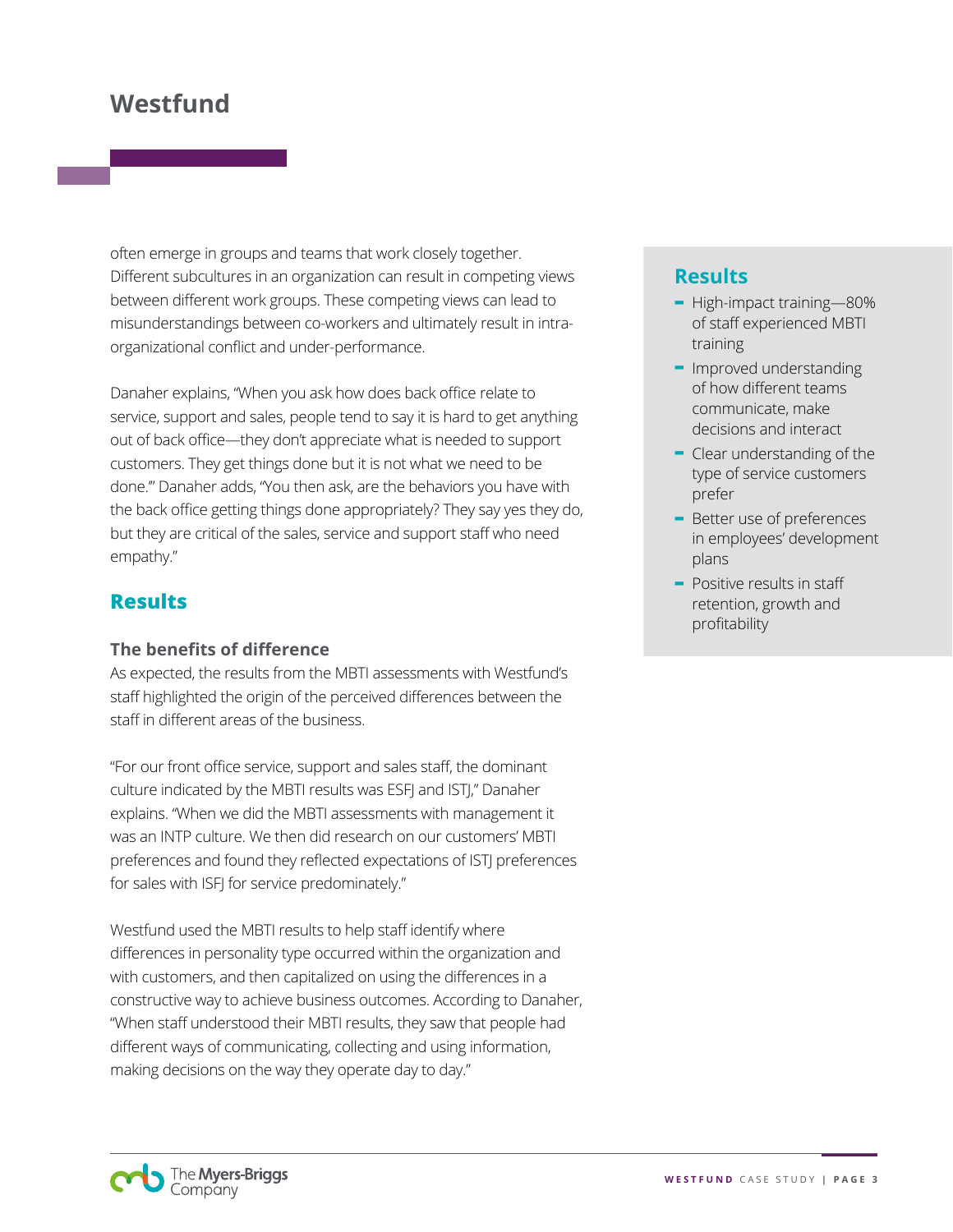often emerge in groups and teams that work closely together. Different subcultures in an organization can result in competing views between different work groups. These competing views can lead to misunderstandings between co-workers and ultimately result in intra-organizational conflict and under-performance.

Danaher explains, "When you ask how does back office relate to service, support and sales, people tend to say it is hard to get anything out of back office—they don't appreciate what is needed to support customers. They get things done but it is not what we need to be done.'" Danaher adds, "You then ask, are the behaviors you have with the back office getting things done appropriately? They say yes they do, but they are critical of the sales, service and support staff who need empathy."

## Results

### The benefits of difference

As expected, the results from the MBTI assessments with Westfund's staff highlighted the origin of the perceived differences between the staff in different areas of the business.

"For our front office service, support and sales staff, the dominant culture indicated by the MBTI results was ESFJ and ISTJ," Danaher explains. "When we did the MBTI assessments with management it was an INTP culture. We then did research on our customers' MBTI preferences and found they reflected expectations of ISTJ preferences for sales with ISFJ for service predominately."

Westfund used the MBTI results to help staff identify where differences in personality type occurred within the organization and with customers, and then capitalized on using the differences in a constructive way to achieve business outcomes. According to Danaher, "When staff understood their MBTI results, they saw that people had different ways of communicating, collecting and using information, making decisions on the way they operate day to day."

## Results

- High-impact training—80% of staff experienced MBTI training
- Improved understanding of how different teams communicate, make decisions and interact
- Clear understanding of the type of service customers prefer
- Better use of preferences in employees' development plans
- Positive results in staff retention, growth and profitability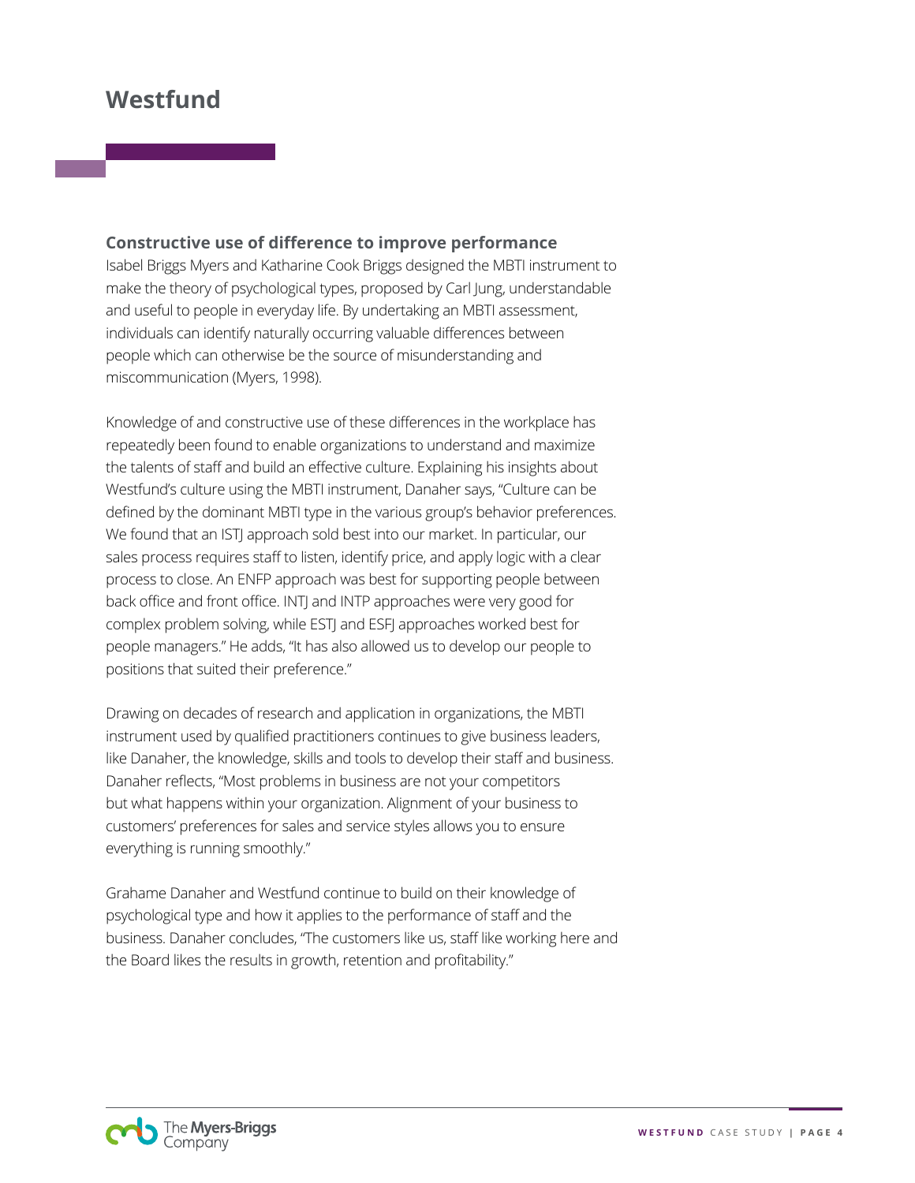# Westfund

## Constructive use of difference to improve performance

Isabel Briggs Myers and Katharine Cook Briggs designed the MBTI instrument to make the theory of psychological types, proposed by Carl Jung, understandable and useful to people in everyday life. By undertaking an MBTI assessment, individuals can identify naturally occurring valuable differences between people which can otherwise be the source of misunderstanding and miscommunication (Myers, 1998).

Knowledge of and constructive use of these differences in the workplace has repeatedly been found to enable organizations to understand and maximize the talents of staff and build an effective culture. Explaining his insights about Westfund's culture using the MBTI instrument, Danaher says, "Culture can be defined by the dominant MBTI type in the various group's behavior preferences. We found that an ISTJ approach sold best into our market. In particular, our sales process requires staff to listen, identify price, and apply logic with a clear process to close. An ENFP approach was best for supporting people between back office and front office. INTJ and INTP approaches were very good for complex problem solving, while ESTJ and ESFJ approaches worked best for people managers." He adds, "It has also allowed us to develop our people to positions that suited their preference."

Drawing on decades of research and application in organizations, the MBTI instrument used by qualified practitioners continues to give business leaders, like Danaher, the knowledge, skills and tools to develop their staff and business. Danaher reflects, "Most problems in business are not your competitors but what happens within your organization. Alignment of your business to customers' preferences for sales and service styles allows you to ensure everything is running smoothly."

Grahame Danaher and Westfund continue to build on their knowledge of psychological type and how it applies to the performance of staff and the business. Danaher concludes, "The customers like us, staff like working here and the Board likes the results in growth, retention and profitability."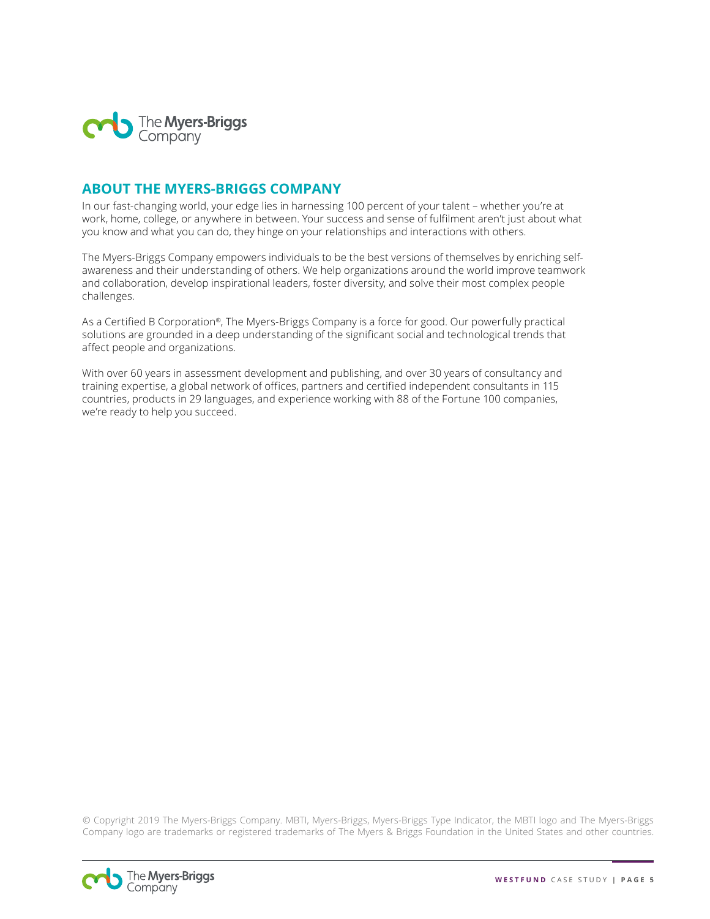## ABOUT THE MYERS-BRIGGS COMPANY

In our fast-changing world, your edge lies in harnessing 100 percent of your talent – whether you're at work, home, college, or anywhere in between. Your success and sense of fulfilment aren't just about what you know and what you can do, they hinge on your relationships and interactions with others.

The Myers-Briggs Company empowers individuals to be the best versions of themselves by enriching self-awareness and their understanding of others. We help organizations around the world improve teamwork and collaboration, develop inspirational leaders, foster diversity, and solve their most complex people challenges.

As a Certified B Corporation®, The Myers-Briggs Company is a force for good. Our powerfully practical solutions are grounded in a deep understanding of the significant social and technological trends that affect people and organizations.

With over 60 years in assessment development and publishing, and over 30 years of consultancy and training expertise, a global network of offices, partners and certified independent consultants in 115 countries, products in 29 languages, and experience working with 88 of the Fortune 100 companies, we're ready to help you succeed.

© Copyright 2019 The Myers-Briggs Company. MBTI, Myers-Briggs, Myers-Briggs Type Indicator, the MBTI logo and The Myers-Briggs Company logo are trademarks or registered trademarks of The Myers & Briggs Foundation in the United States and other countries.